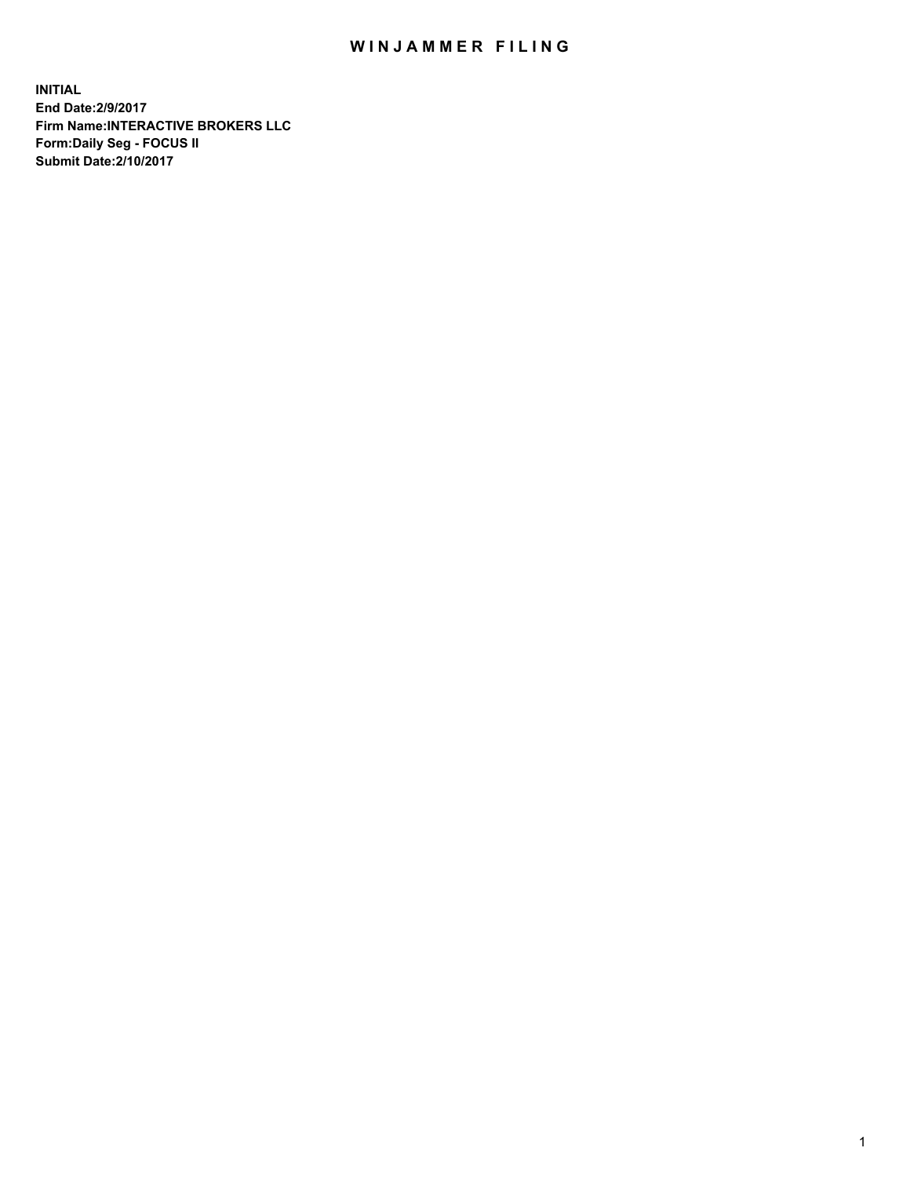# WINJAMMER FILING

**INITIAL**
**End Date:2/9/2017**
**Firm Name:INTERACTIVE BROKERS LLC**
**Form:Daily Seg - FOCUS II**
**Submit Date:2/10/2017**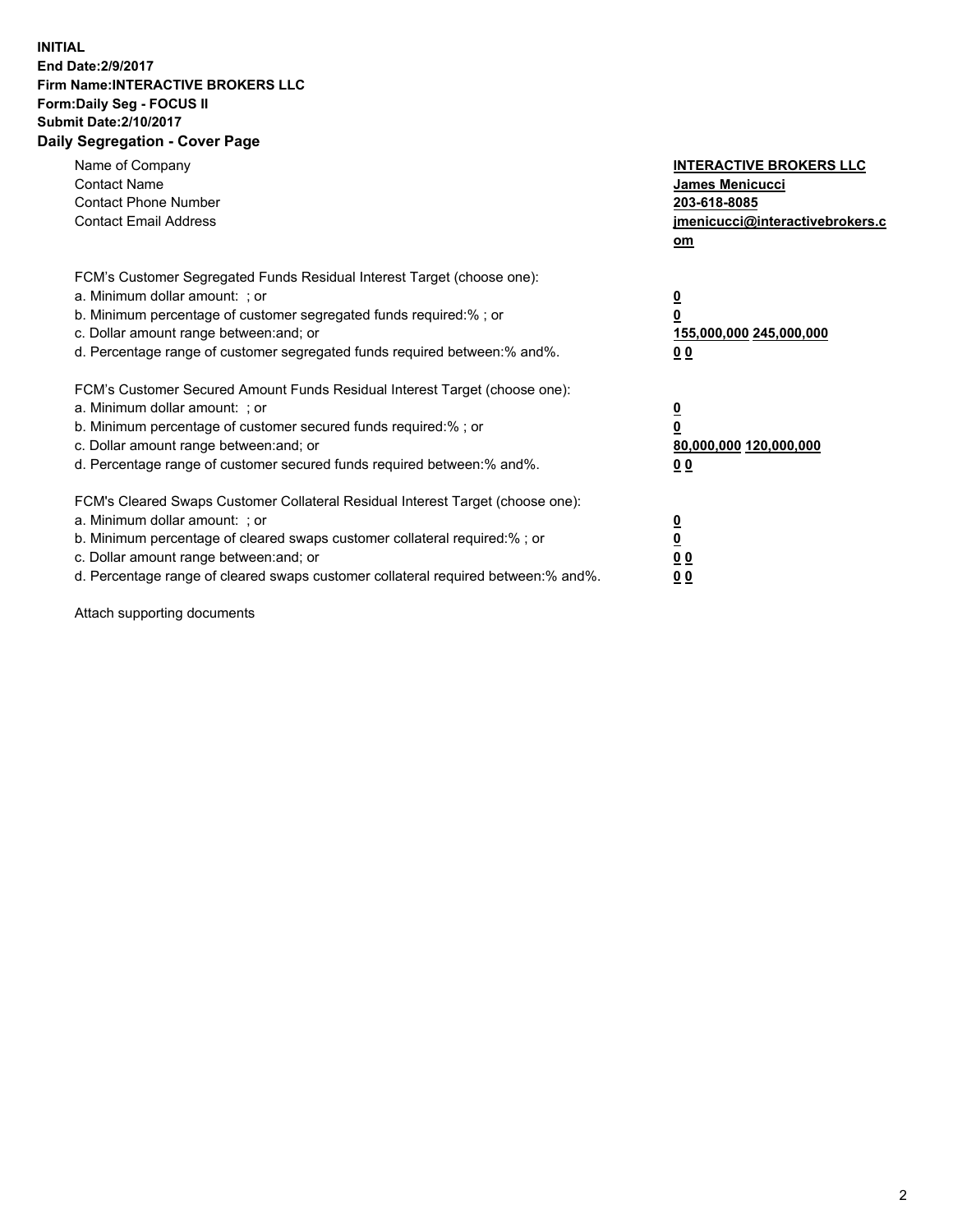**INITIAL**
**End Date:2/9/2017**
**Firm Name:INTERACTIVE BROKERS LLC**
**Form:Daily Seg - FOCUS II**
**Submit Date:2/10/2017**
**Daily Segregation - Cover Page**

| | |
|---|---|
| Name of Company | **INTERACTIVE BROKERS LLC** |
| Contact Name | **James Menicucci** |
| Contact Phone Number | **203-618-8085** |
| Contact Email Address | **jmenicucci@interactivebrokers.com** |

FCM's Customer Segregated Funds Residual Interest Target (choose one):

| | |
|---|---|
| a. Minimum dollar amount: ; or | **0** |
| b. Minimum percentage of customer segregated funds required:% ; or | **0** |
| c. Dollar amount range between:and; or | **155,000,000 245,000,000** |
| d. Percentage range of customer segregated funds required between:% and%. | **0 0** |

FCM's Customer Secured Amount Funds Residual Interest Target (choose one):

| | |
|---|---|
| a. Minimum dollar amount: ; or | **0** |
| b. Minimum percentage of customer secured funds required:% ; or | **0** |
| c. Dollar amount range between:and; or | **80,000,000 120,000,000** |
| d. Percentage range of customer secured funds required between:% and%. | **0 0** |

FCM's Cleared Swaps Customer Collateral Residual Interest Target (choose one):

| | |
|---|---|
| a. Minimum dollar amount: ; or | **0** |
| b. Minimum percentage of cleared swaps customer collateral required:% ; or | **0** |
| c. Dollar amount range between:and; or | **0 0** |
| d. Percentage range of cleared swaps customer collateral required between:% and%. | **0 0** |

Attach supporting documents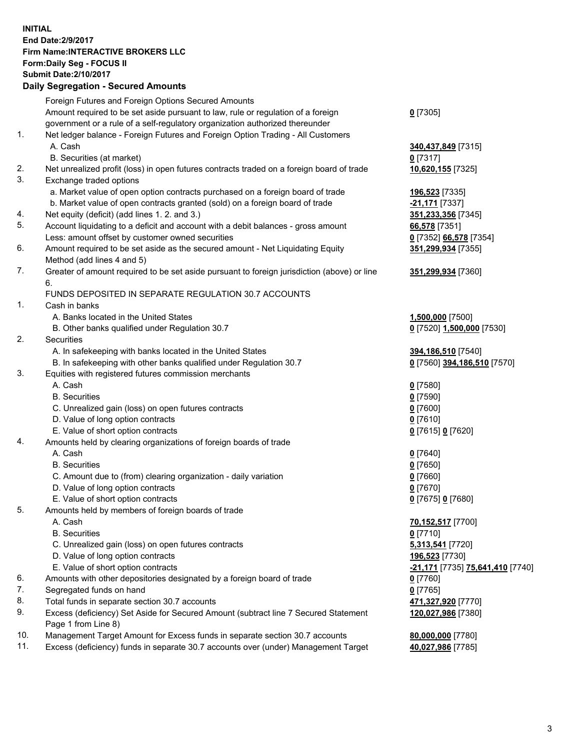**INITIAL**
**End Date:2/9/2017**
**Firm Name:INTERACTIVE BROKERS LLC**
**Form:Daily Seg - FOCUS II**
**Submit Date:2/10/2017**
**Daily Segregation - Secured Amounts**

| | | |
|---|---|---|
| | Foreign Futures and Foreign Options Secured Amounts | |
| | Amount required to be set aside pursuant to law, rule or regulation of a foreign government or a rule of a self-regulatory organization authorized thereunder | **0** [7305] |
| 1. | Net ledger balance - Foreign Futures and Foreign Option Trading - All Customers | |
| | A. Cash | **340,437,849** [7315] |
| | B. Securities (at market) | **0** [7317] |
| 2. | Net unrealized profit (loss) in open futures contracts traded on a foreign board of trade | **10,620,155** [7325] |
| 3. | Exchange traded options | |
| | a. Market value of open option contracts purchased on a foreign board of trade | **196,523** [7335] |
| | b. Market value of open contracts granted (sold) on a foreign board of trade | **-21,171** [7337] |
| 4. | Net equity (deficit) (add lines 1. 2. and 3.) | **351,233,356** [7345] |
| 5. | Account liquidating to a deficit and account with a debit balances - gross amount | **66,578** [7351] |
| | Less: amount offset by customer owned securities | **0** [7352] **66,578** [7354] |
| 6. | Amount required to be set aside as the secured amount - Net Liquidating Equity Method (add lines 4 and 5) | **351,299,934** [7355] |
| 7. | Greater of amount required to be set aside pursuant to foreign jurisdiction (above) or line 6. | **351,299,934** [7360] |
| | FUNDS DEPOSITED IN SEPARATE REGULATION 30.7 ACCOUNTS | |
| 1. | Cash in banks | |
| | A. Banks located in the United States | **1,500,000** [7500] |
| | B. Other banks qualified under Regulation 30.7 | **0** [7520] **1,500,000** [7530] |
| 2. | Securities | |
| | A. In safekeeping with banks located in the United States | **394,186,510** [7540] |
| | B. In safekeeping with other banks qualified under Regulation 30.7 | **0** [7560] **394,186,510** [7570] |
| 3. | Equities with registered futures commission merchants | |
| | A. Cash | **0** [7580] |
| | B. Securities | **0** [7590] |
| | C. Unrealized gain (loss) on open futures contracts | **0** [7600] |
| | D. Value of long option contracts | **0** [7610] |
| | E. Value of short option contracts | **0** [7615] **0** [7620] |
| 4. | Amounts held by clearing organizations of foreign boards of trade | |
| | A. Cash | **0** [7640] |
| | B. Securities | **0** [7650] |
| | C. Amount due to (from) clearing organization - daily variation | **0** [7660] |
| | D. Value of long option contracts | **0** [7670] |
| | E. Value of short option contracts | **0** [7675] **0** [7680] |
| 5. | Amounts held by members of foreign boards of trade | |
| | A. Cash | **70,152,517** [7700] |
| | B. Securities | **0** [7710] |
| | C. Unrealized gain (loss) on open futures contracts | **5,313,541** [7720] |
| | D. Value of long option contracts | **196,523** [7730] |
| | E. Value of short option contracts | **-21,171** [7735] **75,641,410** [7740] |
| 6. | Amounts with other depositories designated by a foreign board of trade | **0** [7760] |
| 7. | Segregated funds on hand | **0** [7765] |
| 8. | Total funds in separate section 30.7 accounts | **471,327,920** [7770] |
| 9. | Excess (deficiency) Set Aside for Secured Amount (subtract line 7 Secured Statement Page 1 from Line 8) | **120,027,986** [7380] |
| 10. | Management Target Amount for Excess funds in separate section 30.7 accounts | **80,000,000** [7780] |
| 11. | Excess (deficiency) funds in separate 30.7 accounts over (under) Management Target | **40,027,986** [7785] |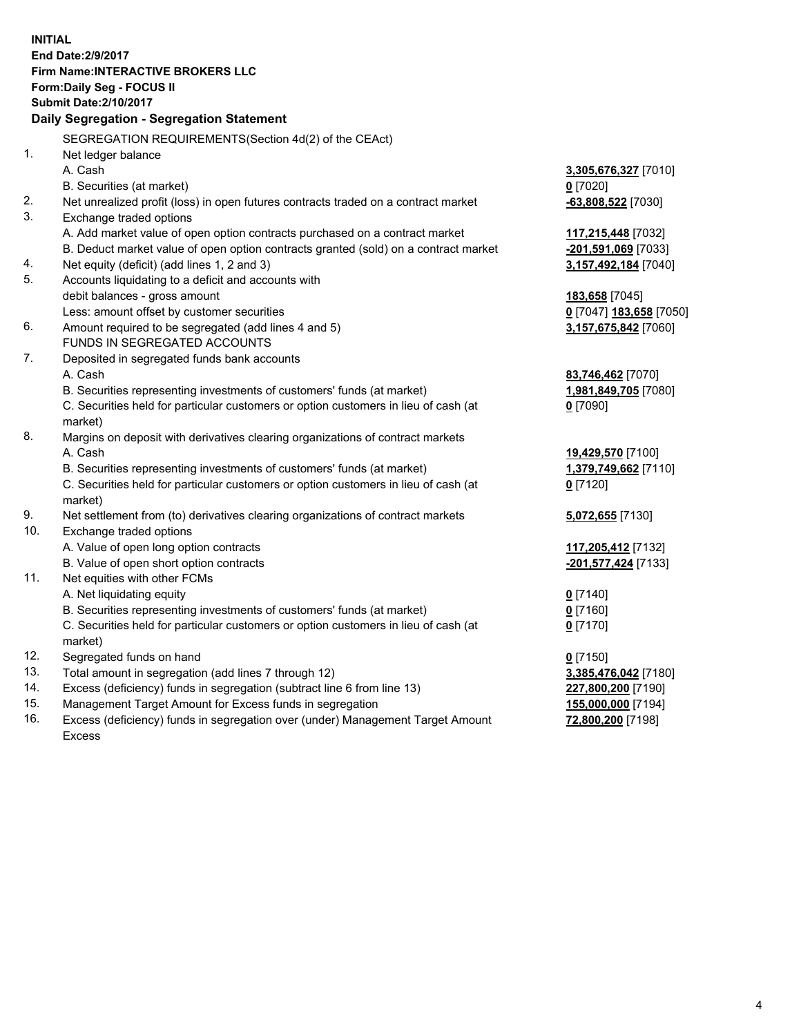**INITIAL**
**End Date:2/9/2017**
**Firm Name:INTERACTIVE BROKERS LLC**
**Form:Daily Seg - FOCUS II**
**Submit Date:2/10/2017**

**Daily Segregation - Segregation Statement**

| | | |
|---|---|---|
| | SEGREGATION REQUIREMENTS(Section 4d(2) of the CEAct) | |
| 1. | Net ledger balance | |
| | A. Cash | **3,305,676,327** [7010] |
| | B. Securities (at market) | **0** [7020] |
| 2. | Net unrealized profit (loss) in open futures contracts traded on a contract market | **-63,808,522** [7030] |
| 3. | Exchange traded options | |
| | A. Add market value of open option contracts purchased on a contract market | **117,215,448** [7032] |
| | B. Deduct market value of open option contracts granted (sold) on a contract market | **-201,591,069** [7033] |
| 4. | Net equity (deficit) (add lines 1, 2 and 3) | **3,157,492,184** [7040] |
| 5. | Accounts liquidating to a deficit and accounts with debit balances - gross amount | **183,658** [7045] |
| | Less: amount offset by customer securities | **0** [7047] **183,658** [7050] |
| 6. | Amount required to be segregated (add lines 4 and 5) | **3,157,675,842** [7060] |
| | FUNDS IN SEGREGATED ACCOUNTS | |
| 7. | Deposited in segregated funds bank accounts | |
| | A. Cash | **83,746,462** [7070] |
| | B. Securities representing investments of customers' funds (at market) | **1,981,849,705** [7080] |
| | C. Securities held for particular customers or option customers in lieu of cash (at market) | **0** [7090] |
| 8. | Margins on deposit with derivatives clearing organizations of contract markets | |
| | A. Cash | **19,429,570** [7100] |
| | B. Securities representing investments of customers' funds (at market) | **1,379,749,662** [7110] |
| | C. Securities held for particular customers or option customers in lieu of cash (at market) | **0** [7120] |
| 9. | Net settlement from (to) derivatives clearing organizations of contract markets | **5,072,655** [7130] |
| 10. | Exchange traded options | |
| | A. Value of open long option contracts | **117,205,412** [7132] |
| | B. Value of open short option contracts | **-201,577,424** [7133] |
| 11. | Net equities with other FCMs | |
| | A. Net liquidating equity | **0** [7140] |
| | B. Securities representing investments of customers' funds (at market) | **0** [7160] |
| | C. Securities held for particular customers or option customers in lieu of cash (at market) | **0** [7170] |
| 12. | Segregated funds on hand | **0** [7150] |
| 13. | Total amount in segregation (add lines 7 through 12) | **3,385,476,042** [7180] |
| 14. | Excess (deficiency) funds in segregation (subtract line 6 from line 13) | **227,800,200** [7190] |
| 15. | Management Target Amount for Excess funds in segregation | **155,000,000** [7194] |
| 16. | Excess (deficiency) funds in segregation over (under) Management Target Amount Excess | **72,800,200** [7198] |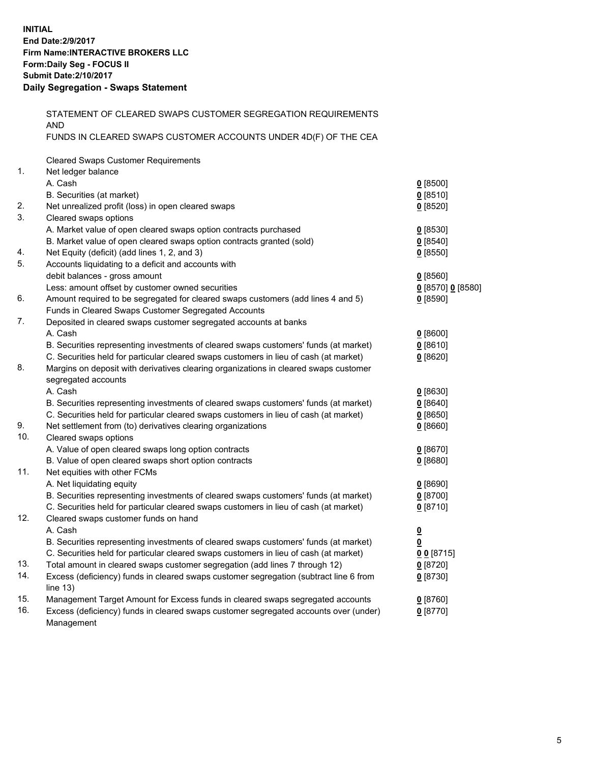**INITIAL**
**End Date:2/9/2017**
**Firm Name:INTERACTIVE BROKERS LLC**
**Form:Daily Seg - FOCUS II**
**Submit Date:2/10/2017**
**Daily Segregation - Swaps Statement**

STATEMENT OF CLEARED SWAPS CUSTOMER SEGREGATION REQUIREMENTS AND FUNDS IN CLEARED SWAPS CUSTOMER ACCOUNTS UNDER 4D(F) OF THE CEA

| | | |
|---|---|---|
| | Cleared Swaps Customer Requirements | |
| 1. | Net ledger balance | |
| | A. Cash | 0 [8500] |
| | B. Securities (at market) | 0 [8510] |
| 2. | Net unrealized profit (loss) in open cleared swaps | 0 [8520] |
| 3. | Cleared swaps options | |
| | A. Market value of open cleared swaps option contracts purchased | 0 [8530] |
| | B. Market value of open cleared swaps option contracts granted (sold) | 0 [8540] |
| 4. | Net Equity (deficit) (add lines 1, 2, and 3) | 0 [8550] |
| 5. | Accounts liquidating to a deficit and accounts with debit balances - gross amount | 0 [8560] |
| | Less: amount offset by customer owned securities | 0 [8570] 0 [8580] |
| 6. | Amount required to be segregated for cleared swaps customers (add lines 4 and 5) | 0 [8590] |
| | Funds in Cleared Swaps Customer Segregated Accounts | |
| 7. | Deposited in cleared swaps customer segregated accounts at banks | |
| | A. Cash | 0 [8600] |
| | B. Securities representing investments of cleared swaps customers' funds (at market) | 0 [8610] |
| | C. Securities held for particular cleared swaps customers in lieu of cash (at market) | 0 [8620] |
| 8. | Margins on deposit with derivatives clearing organizations in cleared swaps customer segregated accounts | |
| | A. Cash | 0 [8630] |
| | B. Securities representing investments of cleared swaps customers' funds (at market) | 0 [8640] |
| | C. Securities held for particular cleared swaps customers in lieu of cash (at market) | 0 [8650] |
| 9. | Net settlement from (to) derivatives clearing organizations | 0 [8660] |
| 10. | Cleared swaps options | |
| | A. Value of open cleared swaps long option contracts | 0 [8670] |
| | B. Value of open cleared swaps short option contracts | 0 [8680] |
| 11. | Net equities with other FCMs | |
| | A. Net liquidating equity | 0 [8690] |
| | B. Securities representing investments of cleared swaps customers' funds (at market) | 0 [8700] |
| | C. Securities held for particular cleared swaps customers in lieu of cash (at market) | 0 [8710] |
| 12. | Cleared swaps customer funds on hand | |
| | A. Cash | 0 |
| | B. Securities representing investments of cleared swaps customers' funds (at market) | 0 |
| | C. Securities held for particular cleared swaps customers in lieu of cash (at market) | 0 0 [8715] |
| 13. | Total amount in cleared swaps customer segregation (add lines 7 through 12) | 0 [8720] |
| 14. | Excess (deficiency) funds in cleared swaps customer segregation (subtract line 6 from line 13) | 0 [8730] |
| 15. | Management Target Amount for Excess funds in cleared swaps segregated accounts | 0 [8760] |
| 16. | Excess (deficiency) funds in cleared swaps customer segregated accounts over (under) Management | 0 [8770] |